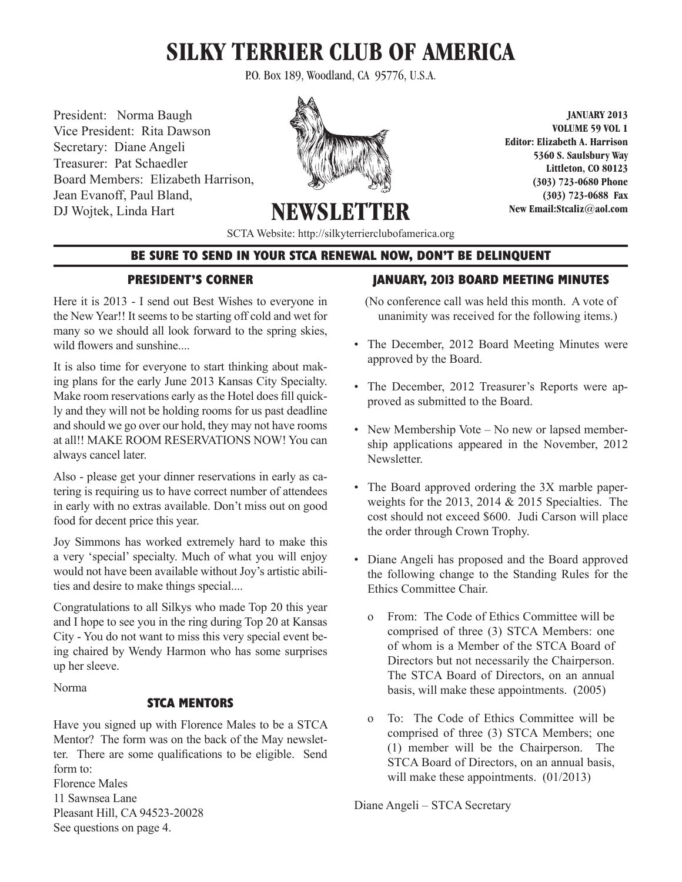# SILKY TERRIER CLUB OF AMERICA

P.O. Box 189, Woodland, CA 95776, U.S.A.

President: Norma Baugh
Vice President: Rita Dawson
Secretary: Diane Angeli
Treasurer: Pat Schaedler
Board Members: Elizabeth Harrison, Jean Evanoff, Paul Bland, DJ Wojtek, Linda Hart

## NEWSLETTER

**JANUARY 2013**
**VOLUME 59 VOL 1**
**Editor: Elizabeth A. Harrison**
**5360 S. Saulsbury Way**
**Littleton, CO 80123**
**(303) 723-0680 Phone**
**(303) 723-0688 Fax**
**New Email:Stcaliz@aol.com**

SCTA Website: http://silkyterrierclubofamerica.org

**BE SURE TO SEND IN YOUR STCA RENEWAL NOW, DON'T BE DELINQUENT**

### PRESIDENT'S CORNER

Here it is 2013 - I send out Best Wishes to everyone in the New Year!! It seems to be starting off cold and wet for many so we should all look forward to the spring skies, wild flowers and sunshine....

It is also time for everyone to start thinking about making plans for the early June 2013 Kansas City Specialty. Make room reservations early as the Hotel does fill quickly and they will not be holding rooms for us past deadline and should we go over our hold, they may not have rooms at all!! MAKE ROOM RESERVATIONS NOW! You can always cancel later.

Also - please get your dinner reservations in early as catering is requiring us to have correct number of attendees in early with no extras available. Don't miss out on good food for decent price this year.

Joy Simmons has worked extremely hard to make this a very 'special' specialty. Much of what you will enjoy would not have been available without Joy's artistic abilities and desire to make things special....

Congratulations to all Silkys who made Top 20 this year and I hope to see you in the ring during Top 20 at Kansas City - You do not want to miss this very special event being chaired by Wendy Harmon who has some surprises up her sleeve.

Norma

### STCA MENTORS

Have you signed up with Florence Males to be a STCA Mentor? The form was on the back of the May newsletter. There are some qualifications to be eligible. Send form to:
Florence Males
11 Sawnsea Lane
Pleasant Hill, CA 94523-20028
See questions on page 4.

### JANUARY, 2013 BOARD MEETING MINUTES

(No conference call was held this month. A vote of unanimity was received for the following items.)

- The December, 2012 Board Meeting Minutes were approved by the Board.
- The December, 2012 Treasurer's Reports were approved as submitted to the Board.
- New Membership Vote – No new or lapsed membership applications appeared in the November, 2012 Newsletter.
- The Board approved ordering the 3X marble paperweights for the 2013, 2014 & 2015 Specialties. The cost should not exceed $600. Judi Carson will place the order through Crown Trophy.
- Diane Angeli has proposed and the Board approved the following change to the Standing Rules for the Ethics Committee Chair.
  - From: The Code of Ethics Committee will be comprised of three (3) STCA Members: one of whom is a Member of the STCA Board of Directors but not necessarily the Chairperson. The STCA Board of Directors, on an annual basis, will make these appointments. (2005)
  - To: The Code of Ethics Committee will be comprised of three (3) STCA Members; one (1) member will be the Chairperson. The STCA Board of Directors, on an annual basis, will make these appointments. (01/2013)

Diane Angeli – STCA Secretary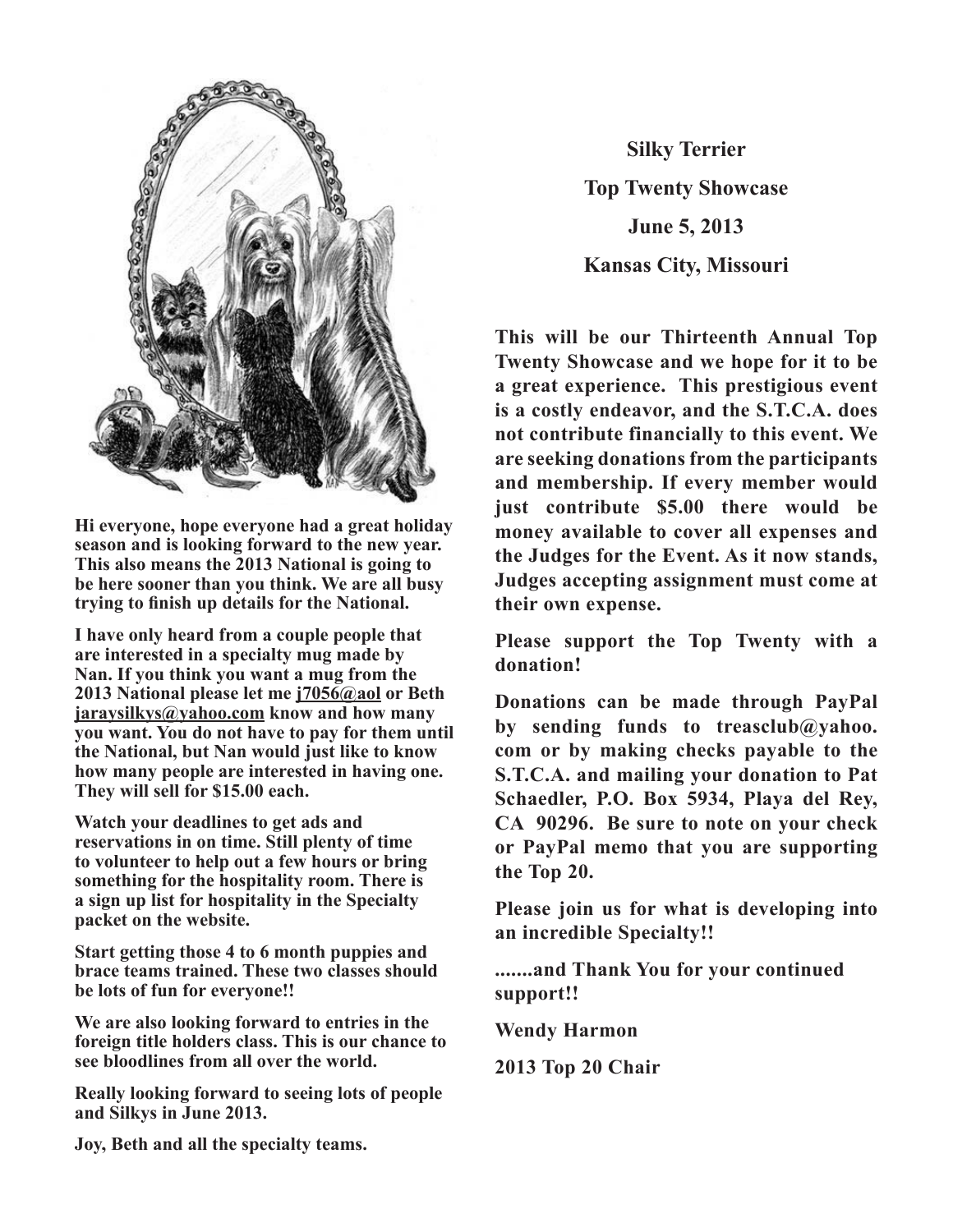Hi everyone, hope everyone had a great holiday season and is looking forward to the new year. This also means the 2013 National is going to be here sooner than you think. We are all busy trying to finish up details for the National.

I have only heard from a couple people that are interested in a specialty mug made by Nan. If you think you want a mug from the 2013 National please let me j7056@aol or Beth jaraysilkys@yahoo.com know and how many you want. You do not have to pay for them until the National, but Nan would just like to know how many people are interested in having one. They will sell for $15.00 each.

Watch your deadlines to get ads and reservations in on time. Still plenty of time to volunteer to help out a few hours or bring something for the hospitality room. There is a sign up list for hospitality in the Specialty packet on the website.

Start getting those 4 to 6 month puppies and brace teams trained. These two classes should be lots of fun for everyone!!

We are also looking forward to entries in the foreign title holders class. This is our chance to see bloodlines from all over the world.

Really looking forward to seeing lots of people and Silkys in June 2013.

Joy, Beth and all the specialty teams.

## Silky Terrier
## Top Twenty Showcase
## June 5, 2013
## Kansas City, Missouri

This will be our Thirteenth Annual Top Twenty Showcase and we hope for it to be a great experience. This prestigious event is a costly endeavor, and the S.T.C.A. does not contribute financially to this event. We are seeking donations from the participants and membership. If every member would just contribute $5.00 there would be money available to cover all expenses and the Judges for the Event. As it now stands, Judges accepting assignment must come at their own expense.

Please support the Top Twenty with a donation!

Donations can be made through PayPal by sending funds to treasclub@yahoo.com or by making checks payable to the S.T.C.A. and mailing your donation to Pat Schaedler, P.O. Box 5934, Playa del Rey, CA 90296. Be sure to note on your check or PayPal memo that you are supporting the Top 20.

Please join us for what is developing into an incredible Specialty!!

.......and Thank You for your continued support!!

Wendy Harmon

2013 Top 20 Chair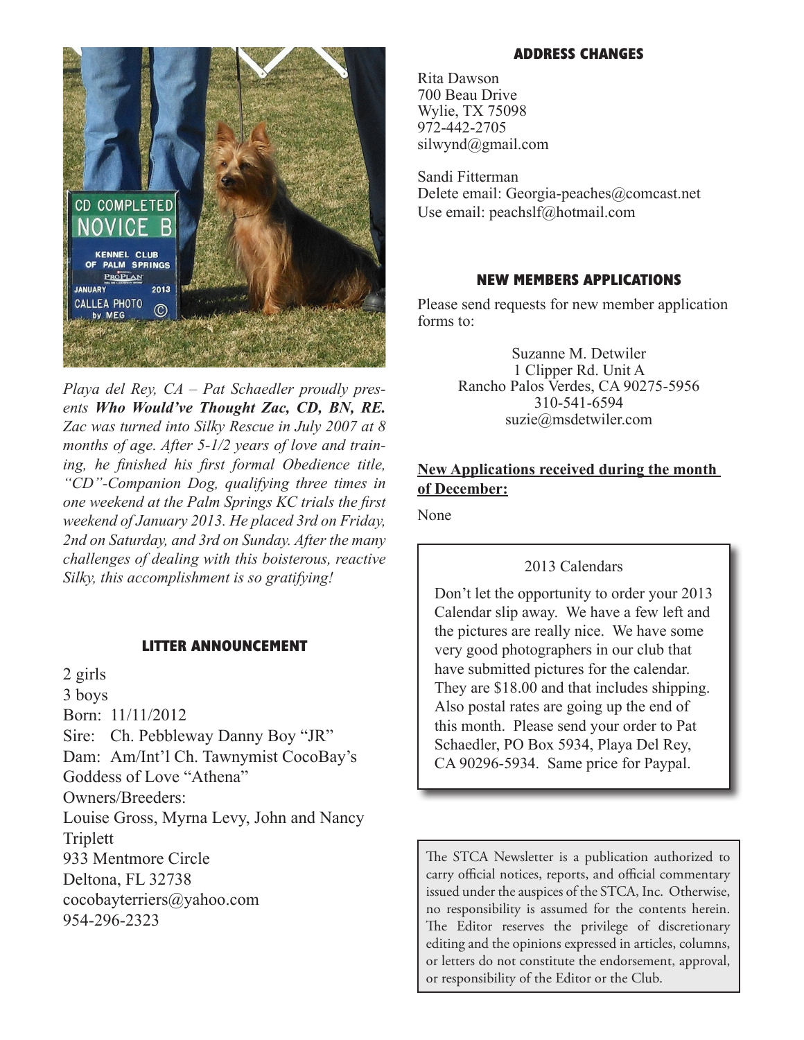*Playa del Rey, CA – Pat Schaedler proudly presents **Who Would've Thought Zac, CD, BN, RE.** Zac was turned into Silky Rescue in July 2007 at 8 months of age. After 5-1/2 years of love and training, he finished his first formal Obedience title, "CD"-Companion Dog, qualifying three times in one weekend at the Palm Springs KC trials the first weekend of January 2013. He placed 3rd on Friday, 2nd on Saturday, and 3rd on Sunday. After the many challenges of dealing with this boisterous, reactive Silky, this accomplishment is so gratifying!*

## LITTER ANNOUNCEMENT

2 girls
3 boys
Born: 11/11/2012
Sire: Ch. Pebbleway Danny Boy "JR"
Dam: Am/Int'l Ch. Tawnymist CocoBay's Goddess of Love "Athena"
Owners/Breeders:
Louise Gross, Myrna Levy, John and Nancy Triplett
933 Mentmore Circle
Deltona, FL 32738
cocobayterriers@yahoo.com
954-296-2323

## ADDRESS CHANGES

Rita Dawson
700 Beau Drive
Wylie, TX 75098
972-442-2705
silwynd@gmail.com

Sandi Fitterman
Delete email: Georgia-peaches@comcast.net
Use email: peachslf@hotmail.com

## NEW MEMBERS APPLICATIONS

Please send requests for new member application forms to:

Suzanne M. Detwiler
1 Clipper Rd. Unit A
Rancho Palos Verdes, CA 90275-5956
310-541-6594
suzie@msdetwiler.com

**New Applications received during the month of December:**

None

### 2013 Calendars

Don't let the opportunity to order your 2013 Calendar slip away. We have a few left and the pictures are really nice. We have some very good photographers in our club that have submitted pictures for the calendar. They are $18.00 and that includes shipping. Also postal rates are going up the end of this month. Please send your order to Pat Schaedler, PO Box 5934, Playa Del Rey, CA 90296-5934. Same price for Paypal.

The STCA Newsletter is a publication authorized to carry official notices, reports, and official commentary issued under the auspices of the STCA, Inc. Otherwise, no responsibility is assumed for the contents herein. The Editor reserves the privilege of discretionary editing and the opinions expressed in articles, columns, or letters do not constitute the endorsement, approval, or responsibility of the Editor or the Club.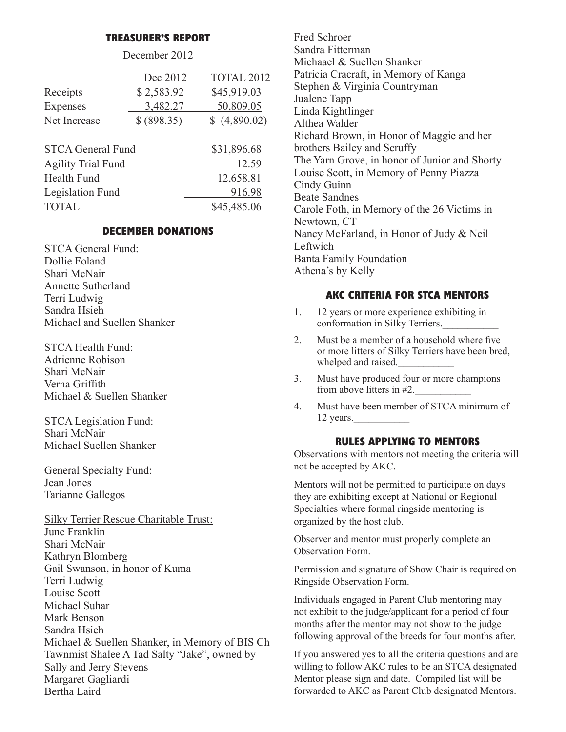## TREASURER'S REPORT

December 2012

| | Dec 2012 | TOTAL 2012 |
|---|---|---|
| Receipts | $ 2,583.92 | $45,919.03 |
| Expenses | 3,482.27 | 50,809.05 |
| Net Increase | $ (898.35) | $ (4,890.02) |

| | |
|---|---|
| STCA General Fund | $31,896.68 |
| Agility Trial Fund | 12.59 |
| Health Fund | 12,658.81 |
| Legislation Fund | 916.98 |
| TOTAL | $45,485.06 |

## DECEMBER DONATIONS

STCA General Fund:
Dollie Foland
Shari McNair
Annette Sutherland
Terri Ludwig
Sandra Hsieh
Michael and Suellen Shanker

STCA Health Fund:
Adrienne Robison
Shari McNair
Verna Griffith
Michael & Suellen Shanker

STCA Legislation Fund:
Shari McNair
Michael Suellen Shanker

General Specialty Fund:
Jean Jones
Tarianne Gallegos

Silky Terrier Rescue Charitable Trust:
June Franklin
Shari McNair
Kathryn Blomberg
Gail Swanson, in honor of Kuma
Terri Ludwig
Louise Scott
Michael Suhar
Mark Benson
Sandra Hsieh
Michael & Suellen Shanker, in Memory of BIS Ch Tawnmist Shalee A Tad Salty "Jake", owned by Sally and Jerry Stevens
Margaret Gagliardi
Bertha Laird
Fred Schroer
Sandra Fitterman
Michaael & Suellen Shanker
Patricia Cracraft, in Memory of Kanga
Stephen & Virginia Countryman
Jualene Tapp
Linda Kightlinger
Althea Walder
Richard Brown, in Honor of Maggie and her brothers Bailey and Scruffy
The Yarn Grove, in honor of Junior and Shorty
Louise Scott, in Memory of Penny Piazza
Cindy Guinn
Beate Sandnes
Carole Foth, in Memory of the 26 Victims in Newtown, CT
Nancy McFarland, in Honor of Judy & Neil Leftwich
Banta Family Foundation
Athena's by Kelly

## AKC CRITERIA FOR STCA MENTORS

1. 12 years or more experience exhibiting in conformation in Silky Terriers.___________
2. Must be a member of a household where five or more litters of Silky Terriers have been bred, whelped and raised.___________
3. Must have produced four or more champions from above litters in #2.___________
4. Must have been member of STCA minimum of 12 years.___________

## RULES APPLYING TO MENTORS

Observations with mentors not meeting the criteria will not be accepted by AKC.

Mentors will not be permitted to participate on days they are exhibiting except at National or Regional Specialties where formal ringside mentoring is organized by the host club.

Observer and mentor must properly complete an Observation Form.

Permission and signature of Show Chair is required on Ringside Observation Form.

Individuals engaged in Parent Club mentoring may not exhibit to the judge/applicant for a period of four months after the mentor may not show to the judge following approval of the breeds for four months after.

If you answered yes to all the criteria questions and are willing to follow AKC rules to be an STCA designated Mentor please sign and date. Compiled list will be forwarded to AKC as Parent Club designated Mentors.